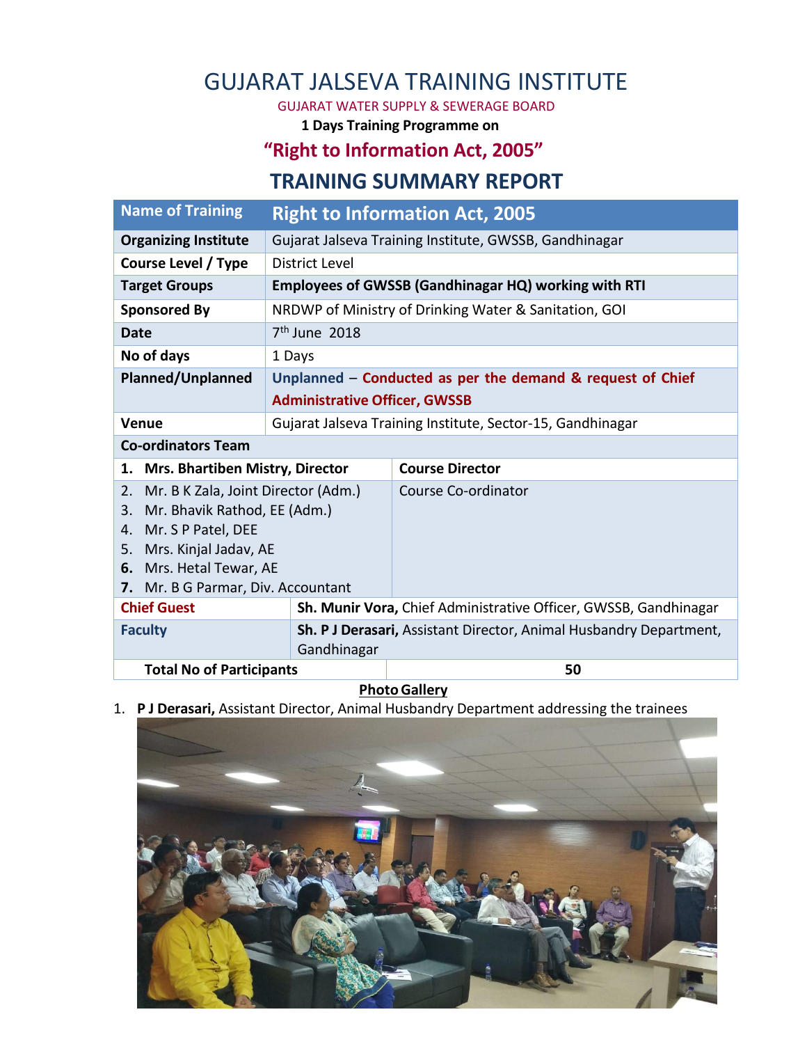# GUJARAT JALSEVA TRAINING INSTITUTE

GUJARAT WATER SUPPLY & SEWERAGE BOARD

**1 Days Training Programme on**

## "Right to Information Act, 2005"

## TRAINING SUMMARY REPORT

| Name of Training | Right to Information Act, 2005 |
|---|---|
| **Organizing Institute** | Gujarat Jalseva Training Institute, GWSSB, Gandhinagar |
| **Course Level / Type** | District Level |
| **Target Groups** | **Employees of GWSSB (Gandhinagar HQ) working with RTI** |
| **Sponsored By** | NRDWP of Ministry of Drinking Water & Sanitation, GOI |
| **Date** | 7th June 2018 |
| **No of days** | 1 Days |
| **Planned/Unplanned** | **Unplanned – Conducted as per the demand & request of Chief Administrative Officer, GWSSB** |
| **Venue** | Gujarat Jalseva Training Institute, Sector-15, Gandhinagar |
| **Co-ordinators Team** | |
| **1. Mrs. Bhartiben Mistry, Director** | **Course Director** |
| 2. Mr. B K Zala, Joint Director (Adm.)<br>3. Mr. Bhavik Rathod, EE (Adm.)<br>4. Mr. S P Patel, DEE<br>5. Mrs. Kinjal Jadav, AE<br>6. Mrs. Hetal Tewar, AE<br>7. Mr. B G Parmar, Div. Accountant | Course Co-ordinator |
| **Chief Guest** | **Sh. Munir Vora,** Chief Administrative Officer, GWSSB, Gandhinagar |
| **Faculty** | **Sh. P J Derasari,** Assistant Director, Animal Husbandry Department, Gandhinagar |
| **Total No of Participants** | **50** |

**Photo Gallery**

1. **P J Derasari,** Assistant Director, Animal Husbandry Department addressing the trainees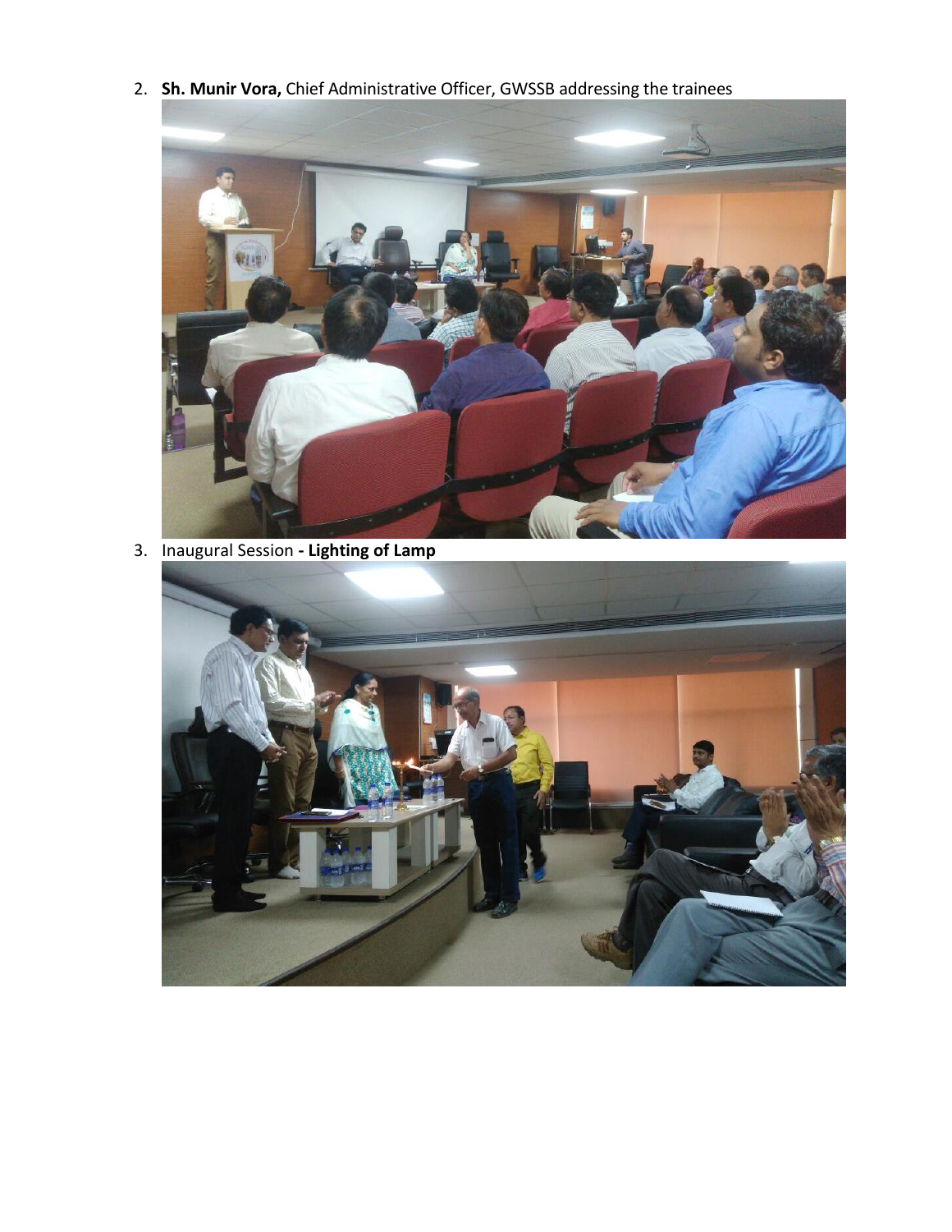2. **Sh. Munir Vora,** Chief Administrative Officer, GWSSB addressing the trainees

3. Inaugural Session **- Lighting of Lamp**